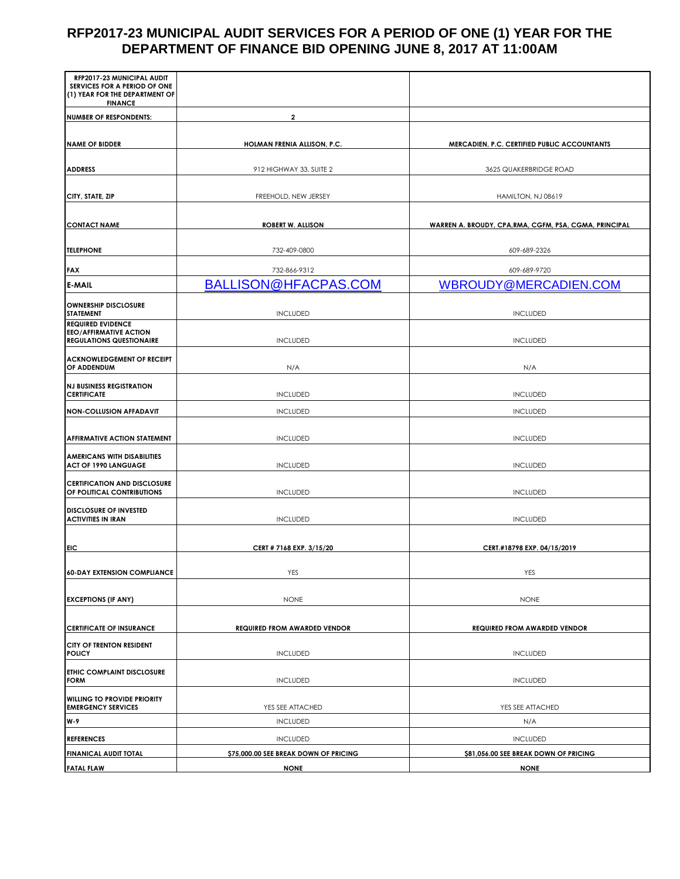# RFP2017-23 MUNICIPAL AUDIT SERVICES FOR A PERIOD OF ONE (1) YEAR FOR THE DEPARTMENT OF FINANCE BID OPENING JUNE 8, 2017 AT 11:00AM

| RFP2017-23 MUNICIPAL AUDIT SERVICES FOR A PERIOD OF ONE (1) YEAR FOR THE DEPARTMENT OF FINANCE | | |
|---|---|---|
| NUMBER OF RESPONDENTS: | 2 | |
| NAME OF BIDDER | HOLMAN FRENIA ALLISON, P.C. | MERCADIEN, P.C. CERTIFIED PUBLIC ACCOUNTANTS |
| ADDRESS | 912 HIGHWAY 33, SUITE 2 | 3625 QUAKERBRIDGE ROAD |
| CITY, STATE, ZIP | FREEHOLD, NEW JERSEY | HAMILTON, NJ 08619 |
| CONTACT NAME | ROBERT W. ALLISON | WARREN A. BROUDY, CPA,RMA, CGFM, PSA, CGMA, PRINCIPAL |
| TELEPHONE | 732-409-0800 | 609-689-2326 |
| FAX | 732-866-9312 | 609-689-9720 |
| E-MAIL | BALLISON@HFACPAS.COM | WBROUDY@MERCADIEN.COM |
| OWNERSHIP DISCLOSURE STATEMENT | INCLUDED | INCLUDED |
| REQUIRED EVIDENCE EEO/AFFIRMATIVE ACTION REGULATIONS QUESTIONAIRE | INCLUDED | INCLUDED |
| ACKNOWLEDGEMENT OF RECEIPT OF ADDENDUM | N/A | N/A |
| NJ BUSINESS REGISTRATION CERTIFICATE | INCLUDED | INCLUDED |
| NON-COLLUSION AFFADAVIT | INCLUDED | INCLUDED |
| AFFIRMATIVE ACTION STATEMENT | INCLUDED | INCLUDED |
| AMERICANS WITH DISABILITIES ACT OF 1990 LANGUAGE | INCLUDED | INCLUDED |
| CERTIFICATION AND DISCLOSURE OF POLITICAL CONTRIBUTIONS | INCLUDED | INCLUDED |
| DISCLOSURE OF INVESTED ACTIVITIES IN IRAN | INCLUDED | INCLUDED |
| EIC | CERT # 7168 EXP. 3/15/20 | CERT.#18798 EXP. 04/15/2019 |
| 60-DAY EXTENSION COMPLIANCE | YES | YES |
| EXCEPTIONS (IF ANY) | NONE | NONE |
| CERTIFICATE OF INSURANCE | REQUIRED FROM AWARDED VENDOR | REQUIRED FROM AWARDED VENDOR |
| CITY OF TRENTON RESIDENT POLICY | INCLUDED | INCLUDED |
| ETHIC COMPLAINT DISCLOSURE FORM | INCLUDED | INCLUDED |
| WILLING TO PROVIDE PRIORITY EMERGENCY SERVICES | YES SEE ATTACHED | YES SEE ATTACHED |
| W-9 | INCLUDED | N/A |
| REFERENCES | INCLUDED | INCLUDED |
| FINANICAL AUDIT TOTAL | $75,000.00 SEE BREAK DOWN OF PRICING | $81,056.00 SEE BREAK DOWN OF PRICING |
| FATAL FLAW | NONE | NONE |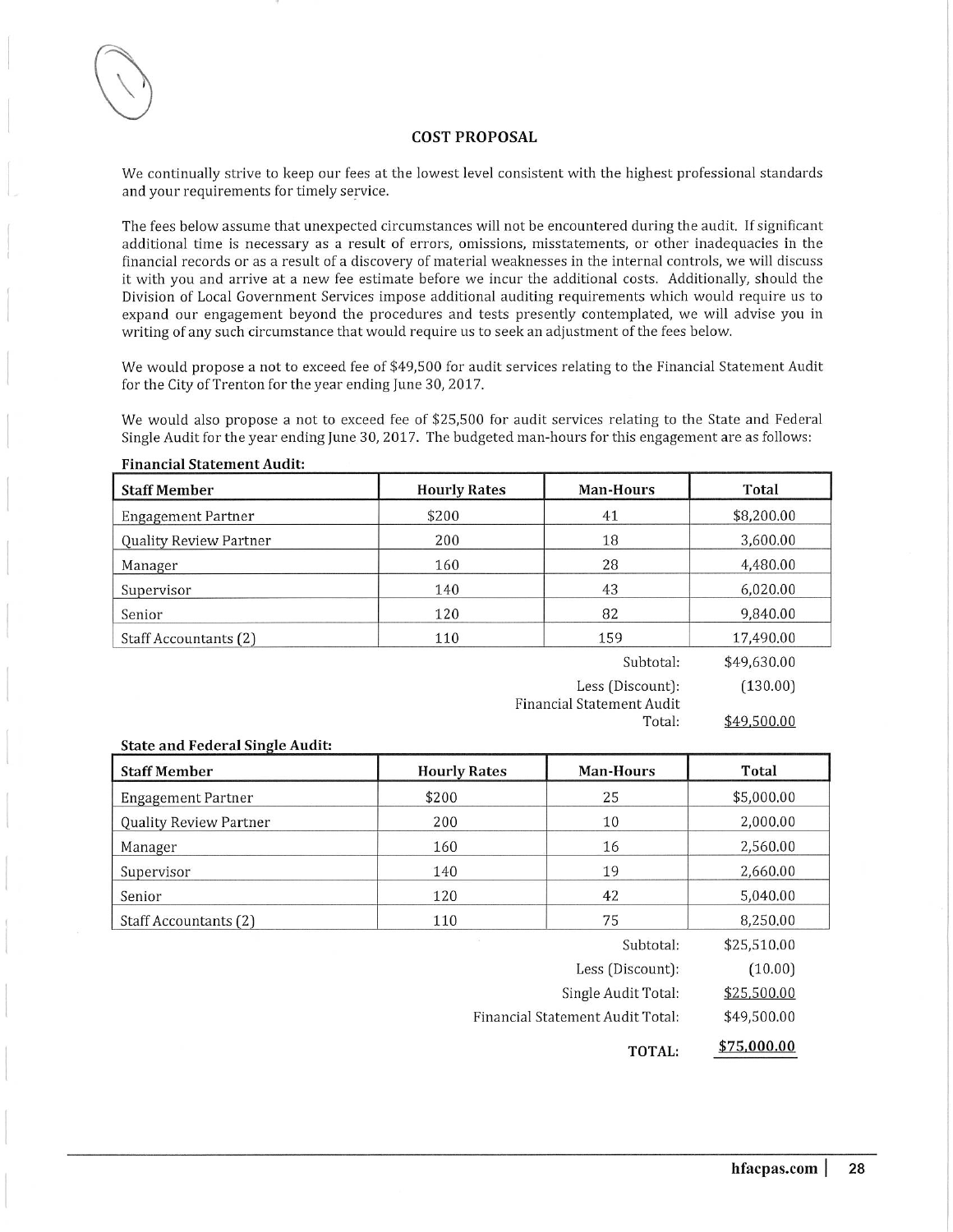## COST PROPOSAL

We continually strive to keep our fees at the lowest level consistent with the highest professional standards and your requirements for timely service.

The fees below assume that unexpected circumstances will not be encountered during the audit. If significant additional time is necessary as a result of errors, omissions, misstatements, or other inadequacies in the financial records or as a result of a discovery of material weaknesses in the internal controls, we will discuss it with you and arrive at a new fee estimate before we incur the additional costs. Additionally, should the Division of Local Government Services impose additional auditing requirements which would require us to expand our engagement beyond the procedures and tests presently contemplated, we will advise you in writing of any such circumstance that would require us to seek an adjustment of the fees below.

We would propose a not to exceed fee of $49,500 for audit services relating to the Financial Statement Audit for the City of Trenton for the year ending June 30, 2017.

We would also propose a not to exceed fee of $25,500 for audit services relating to the State and Federal Single Audit for the year ending June 30, 2017. The budgeted man-hours for this engagement are as follows:

**Financial Statement Audit:**

| Staff Member | Hourly Rates | Man-Hours | Total |
|---|---|---|---|
| Engagement Partner | $200 | 41 | $8,200.00 |
| Quality Review Partner | 200 | 18 | 3,600.00 |
| Manager | 160 | 28 | 4,480.00 |
| Supervisor | 140 | 43 | 6,020.00 |
| Senior | 120 | 82 | 9,840.00 |
| Staff Accountants (2) | 110 | 159 | 17,490.00 |
| | | Subtotal: | $49,630.00 |
| | | Less (Discount): | (130.00) |
| | | Financial Statement Audit Total: | $49,500.00 |

**State and Federal Single Audit:**

| Staff Member | Hourly Rates | Man-Hours | Total |
|---|---|---|---|
| Engagement Partner | $200 | 25 | $5,000.00 |
| Quality Review Partner | 200 | 10 | 2,000.00 |
| Manager | 160 | 16 | 2,560.00 |
| Supervisor | 140 | 19 | 2,660.00 |
| Senior | 120 | 42 | 5,040.00 |
| Staff Accountants (2) | 110 | 75 | 8,250.00 |
| | | Subtotal: | $25,510.00 |
| | | Less (Discount): | (10.00) |
| | | Single Audit Total: | $25,500.00 |
| | | Financial Statement Audit Total: | $49,500.00 |
| | | **TOTAL:** | **$75,000.00** |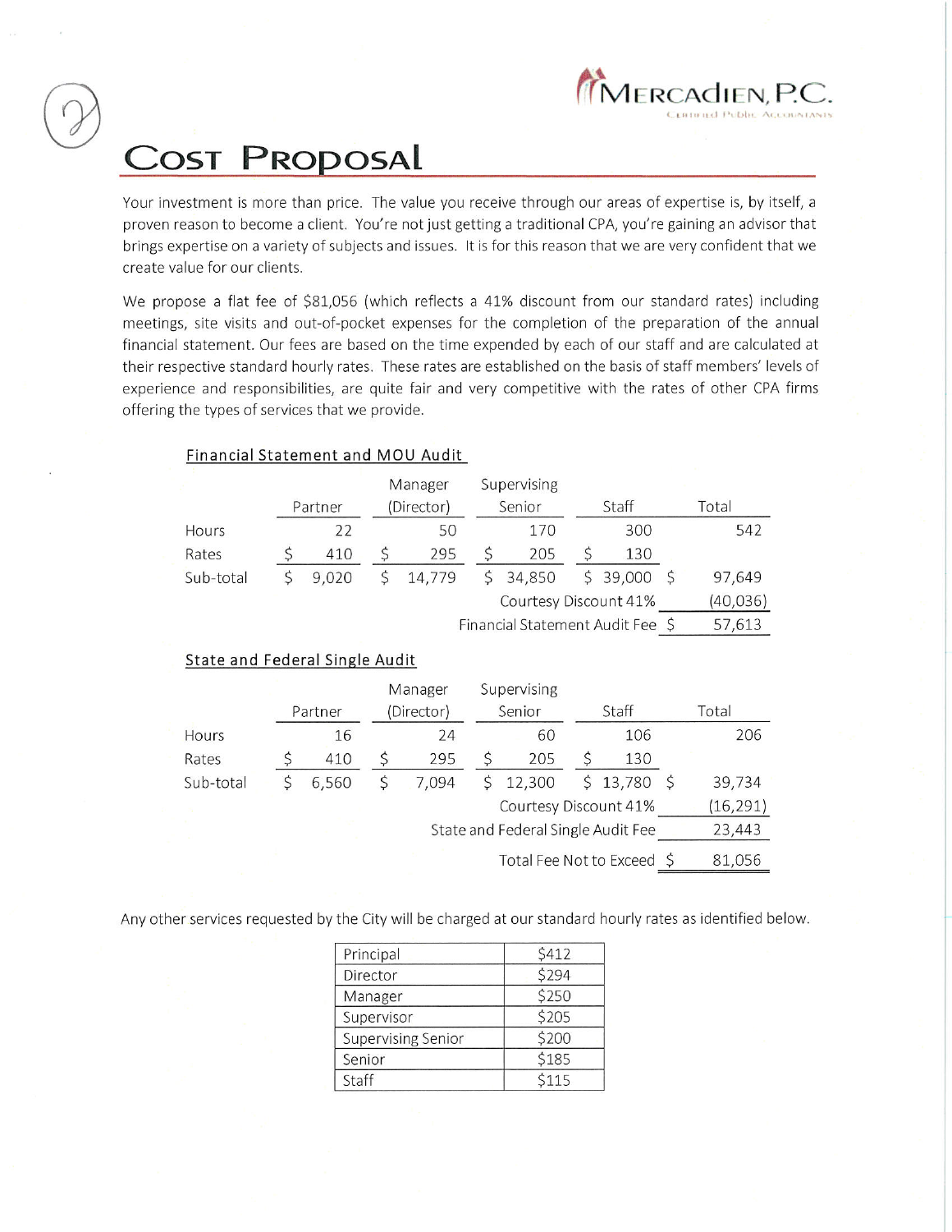# Cost Proposal

Your investment is more than price. The value you receive through our areas of expertise is, by itself, a proven reason to become a client. You're not just getting a traditional CPA, you're gaining an advisor that brings expertise on a variety of subjects and issues. It is for this reason that we are very confident that we create value for our clients.

We propose a flat fee of $81,056 (which reflects a 41% discount from our standard rates) including meetings, site visits and out-of-pocket expenses for the completion of the preparation of the annual financial statement. Our fees are based on the time expended by each of our staff and are calculated at their respective standard hourly rates. These rates are established on the basis of staff members' levels of experience and responsibilities, are quite fair and very competitive with the rates of other CPA firms offering the types of services that we provide.

## Financial Statement and MOU Audit

| | Partner | Manager (Director) | Supervising Senior | Staff | Total |
|---|---|---|---|---|---|
| Hours | 22 | 50 | 170 | 300 | 542 |
| Rates | $ 410 | $ 295 | $ 205 | $ 130 | |
| Sub-total | $ 9,020 | $ 14,779 | $ 34,850 | $ 39,000 | $ 97,649 |
| | | | Courtesy Discount 41% | | (40,036) |
| | | | Financial Statement Audit Fee | | $ 57,613 |

## State and Federal Single Audit

| | Partner | Manager (Director) | Supervising Senior | Staff | Total |
|---|---|---|---|---|---|
| Hours | 16 | 24 | 60 | 106 | 206 |
| Rates | $ 410 | $ 295 | $ 205 | $ 130 | |
| Sub-total | $ 6,560 | $ 7,094 | $ 12,300 | $ 13,780 | $ 39,734 |
| | | | Courtesy Discount 41% | | (16,291) |
| | | | State and Federal Single Audit Fee | | 23,443 |
| | | | Total Fee Not to Exceed | | $ 81,056 |

Any other services requested by the City will be charged at our standard hourly rates as identified below.

| | |
|---|---|
| Principal | $412 |
| Director | $294 |
| Manager | $250 |
| Supervisor | $205 |
| Supervising Senior | $200 |
| Senior | $185 |
| Staff | $115 |